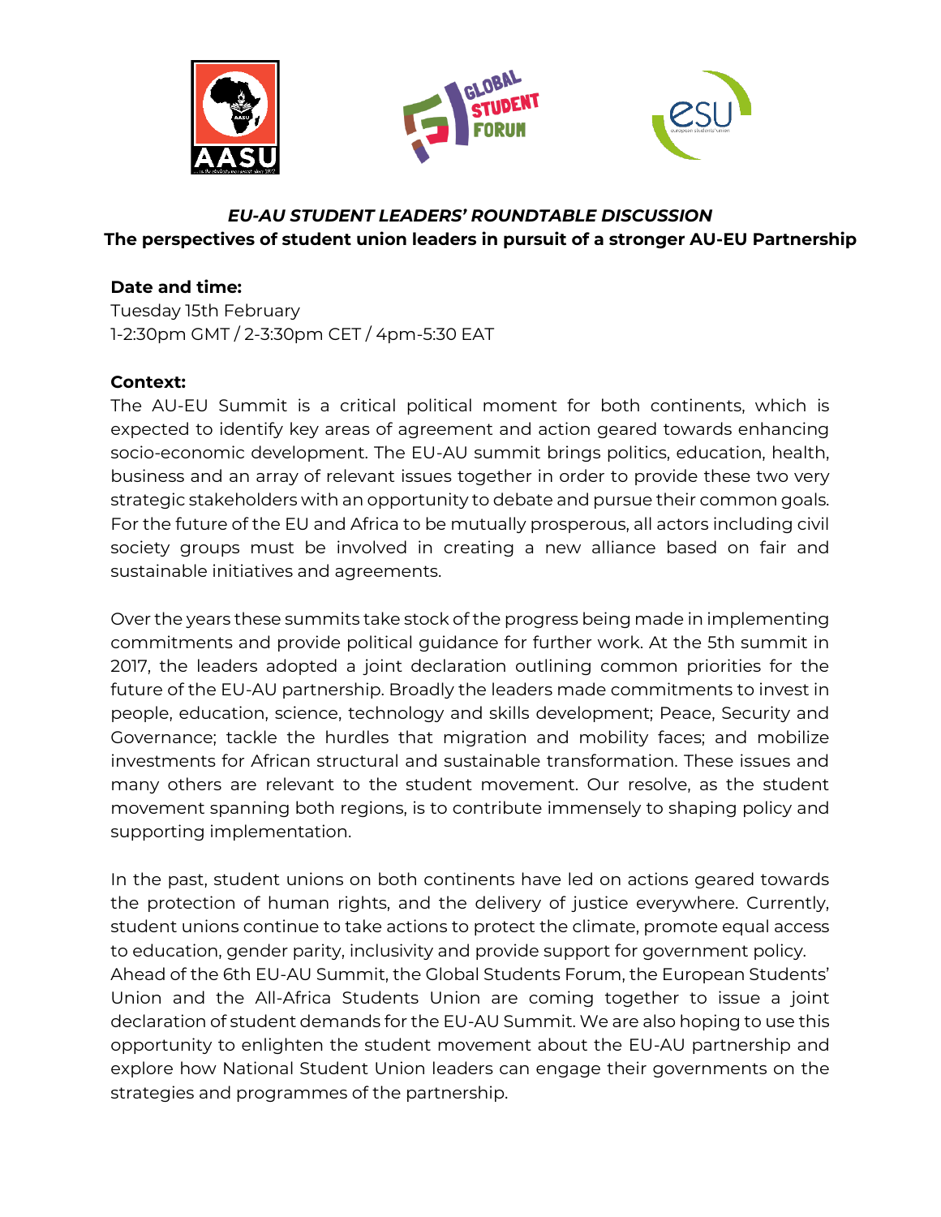### *EU-AU STUDENT LEADERS' ROUNDTABLE DISCUSSION*

### The perspectives of student union leaders in pursuit of a stronger AU-EU Partnership

**Date and time:**

Tuesday 15th February

1-2:30pm GMT / 2-3:30pm CET / 4pm-5:30 EAT

**Context:**

The AU-EU Summit is a critical political moment for both continents, which is expected to identify key areas of agreement and action geared towards enhancing socio-economic development. The EU-AU summit brings politics, education, health, business and an array of relevant issues together in order to provide these two very strategic stakeholders with an opportunity to debate and pursue their common goals. For the future of the EU and Africa to be mutually prosperous, all actors including civil society groups must be involved in creating a new alliance based on fair and sustainable initiatives and agreements.

Over the years these summits take stock of the progress being made in implementing commitments and provide political guidance for further work. At the 5th summit in 2017, the leaders adopted a joint declaration outlining common priorities for the future of the EU-AU partnership. Broadly the leaders made commitments to invest in people, education, science, technology and skills development; Peace, Security and Governance; tackle the hurdles that migration and mobility faces; and mobilize investments for African structural and sustainable transformation. These issues and many others are relevant to the student movement. Our resolve, as the student movement spanning both regions, is to contribute immensely to shaping policy and supporting implementation.

In the past, student unions on both continents have led on actions geared towards the protection of human rights, and the delivery of justice everywhere. Currently, student unions continue to take actions to protect the climate, promote equal access to education, gender parity, inclusivity and provide support for government policy.
Ahead of the 6th EU-AU Summit, the Global Students Forum, the European Students' Union and the All-Africa Students Union are coming together to issue a joint declaration of student demands for the EU-AU Summit. We are also hoping to use this opportunity to enlighten the student movement about the EU-AU partnership and explore how National Student Union leaders can engage their governments on the strategies and programmes of the partnership.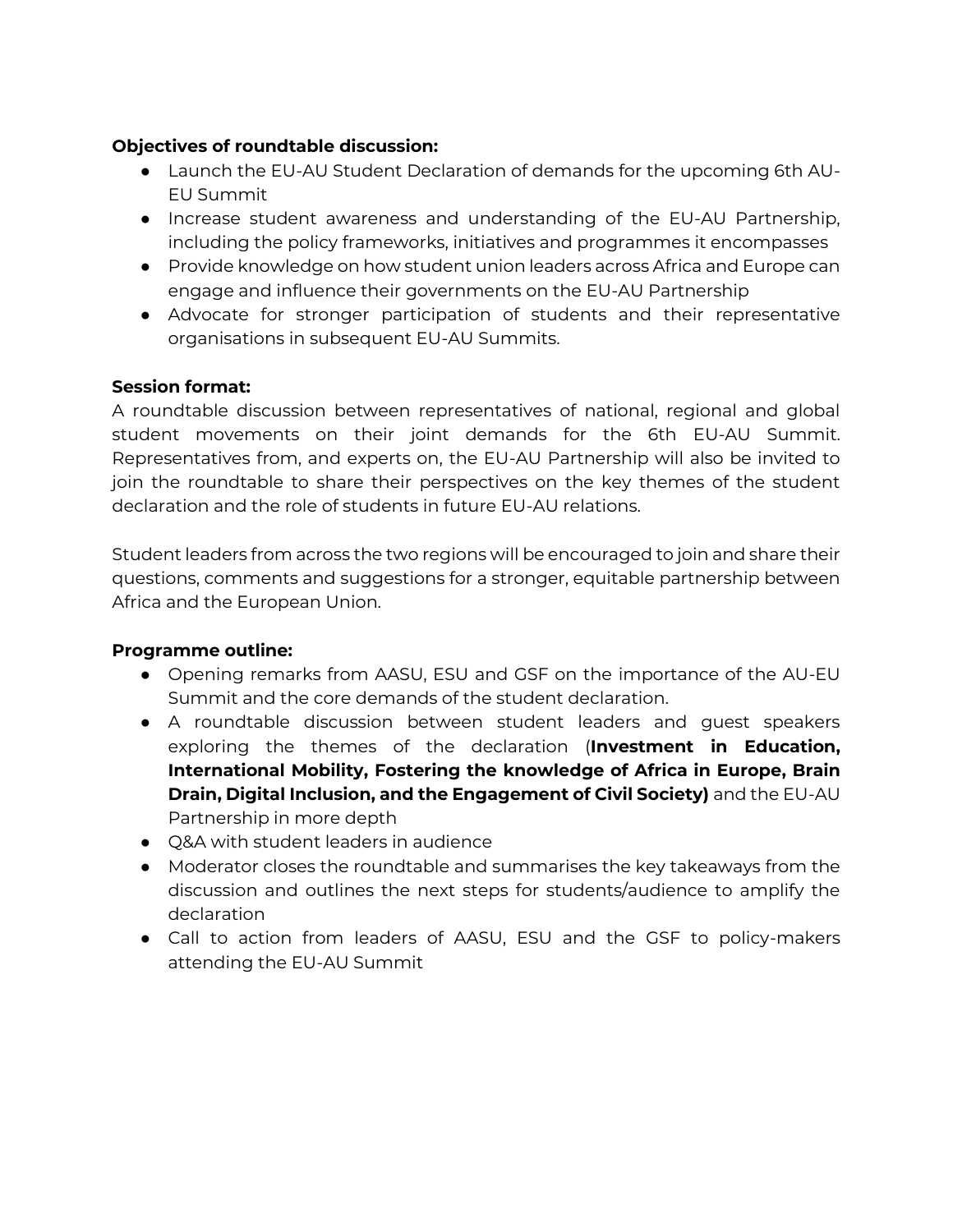**Objectives of roundtable discussion:**

- Launch the EU-AU Student Declaration of demands for the upcoming 6th AU-EU Summit
- Increase student awareness and understanding of the EU-AU Partnership, including the policy frameworks, initiatives and programmes it encompasses
- Provide knowledge on how student union leaders across Africa and Europe can engage and influence their governments on the EU-AU Partnership
- Advocate for stronger participation of students and their representative organisations in subsequent EU-AU Summits.

**Session format:**

A roundtable discussion between representatives of national, regional and global student movements on their joint demands for the 6th EU-AU Summit. Representatives from, and experts on, the EU-AU Partnership will also be invited to join the roundtable to share their perspectives on the key themes of the student declaration and the role of students in future EU-AU relations.

Student leaders from across the two regions will be encouraged to join and share their questions, comments and suggestions for a stronger, equitable partnership between Africa and the European Union.

**Programme outline:**

- Opening remarks from AASU, ESU and GSF on the importance of the AU-EU Summit and the core demands of the student declaration.
- A roundtable discussion between student leaders and guest speakers exploring the themes of the declaration (**Investment in Education, International Mobility, Fostering the knowledge of Africa in Europe, Brain Drain, Digital Inclusion, and the Engagement of Civil Society)** and the EU-AU Partnership in more depth
- Q&A with student leaders in audience
- Moderator closes the roundtable and summarises the key takeaways from the discussion and outlines the next steps for students/audience to amplify the declaration
- Call to action from leaders of AASU, ESU and the GSF to policy-makers attending the EU-AU Summit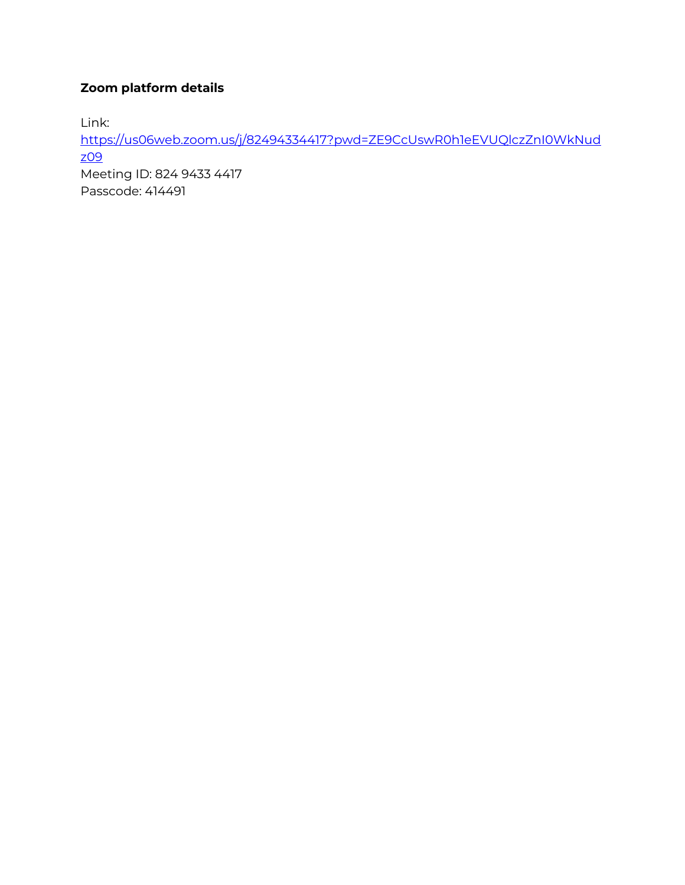**Zoom platform details**

Link:
https://us06web.zoom.us/j/82494334417?pwd=ZE9CcUswR0h1eEVUQlczZnI0WkNudz09
Meeting ID: 824 9433 4417
Passcode: 414491